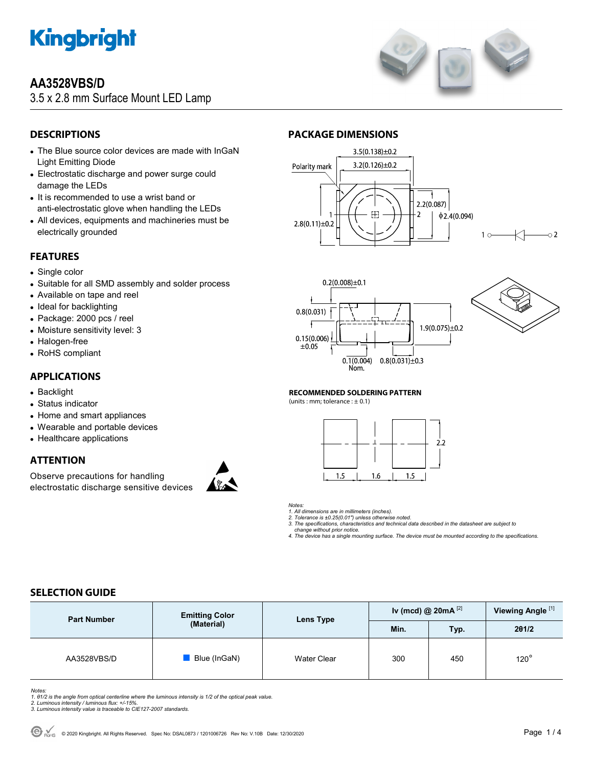# AA3528VBS/D

3.5 x 2.8 mm Surface Mount LED Lamp

## DESCRIPTIONS

- The Blue source color devices are made with InGaN Light Emitting Diode
- Electrostatic discharge and power surge could damage the LEDs
- It is recommended to use a wrist band or anti-electrostatic glove when handling the LEDs
- All devices, equipments and machineries must be electrically grounded

## FEATURES

- Single color
- Suitable for all SMD assembly and solder process
- Available on tape and reel
- Ideal for backlighting
- Package: 2000 pcs / reel
- Moisture sensitivity level: 3
- Halogen-free
- RoHS compliant

## APPLICATIONS

- Backlight
- Status indicator
- Home and smart appliances
- Wearable and portable devices
- Healthcare applications

## ATTENTION

Observe precautions for handling electrostatic discharge sensitive devices

## PACKAGE DIMENSIONS

3.5(0.138)±0.2
3.2(0.126)±0.2
Polarity mark
2.8(0.11)±0.2
2.2(0.087)
φ2.4(0.094)
1 2

0.2(0.008)±0.1
0.8(0.031)
0.15(0.006) ±0.05
1.9(0.075)±0.2
0.1(0.004) Nom.
0.8(0.031)±0.3

### RECOMMENDED SOLDERING PATTERN

(units : mm; tolerance : ± 0.1)

2.2
1.5 1.6 1.5

*Notes:*
*1. All dimensions are in millimeters (inches).*
*2. Tolerance is ±0.25(0.01") unless otherwise noted.*
*3. The specifications, characteristics and technical data described in the datasheet are subject to change without prior notice.*
*4. The device has a single mounting surface. The device must be mounted according to the specifications.*

## SELECTION GUIDE

| Part Number | Emitting Color (Material) | Lens Type | Iv (mcd) @ 20mA [2] | | Viewing Angle [1] |
|---|---|---|---|---|---|
| | | | Min. | Typ. | 2θ1/2 |
| AA3528VBS/D | Blue (InGaN) | Water Clear | 300 | 450 | 120° |

*Notes:*
*1. θ1/2 is the angle from optical centerline where the luminous intensity is 1/2 of the optical peak value.*
*2. Luminous intensity / luminous flux: +/-15%.*
*3. Luminous intensity value is traceable to CIE127-2007 standards.*

© 2020 Kingbright. All Rights Reserved. Spec No: DSAL0873 / 1201006726 Rev No: V.10B Date: 12/30/2020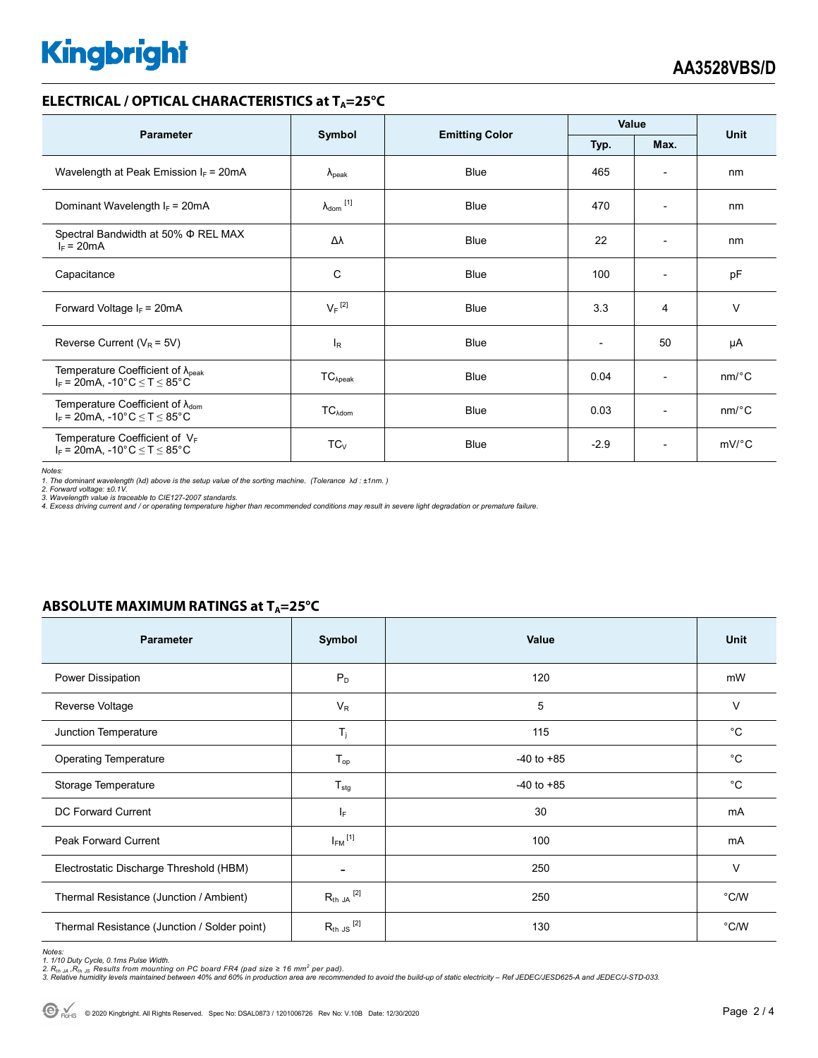## ELECTRICAL / OPTICAL CHARACTERISTICS at $T_A$=25°C

| Parameter | Symbol | Emitting Color | Value | | Unit |
|---|---|---|---|---|---|
| | | | Typ. | Max. | |
| Wavelength at Peak Emission $I_F$ = 20mA | $\lambda_{peak}$ | Blue | 465 | - | nm |
| Dominant Wavelength $I_F$ = 20mA | $\lambda_{dom}$ [1] | Blue | 470 | - | nm |
| Spectral Bandwidth at 50% Φ REL MAX $I_F$ = 20mA | Δλ | Blue | 22 | - | nm |
| Capacitance | C | Blue | 100 | - | pF |
| Forward Voltage $I_F$ = 20mA | $V_F$ [2] | Blue | 3.3 | 4 | V |
| Reverse Current ($V_R$ = 5V) | $I_R$ | Blue | - | 50 | μA |
| Temperature Coefficient of $\lambda_{peak}$ $I_F$ = 20mA, -10°C ≤ T ≤ 85°C | $TC_{\lambda peak}$ | Blue | 0.04 | - | nm/°C |
| Temperature Coefficient of $\lambda_{dom}$ $I_F$ = 20mA, -10°C ≤ T ≤ 85°C | $TC_{\lambda dom}$ | Blue | 0.03 | - | nm/°C |
| Temperature Coefficient of $V_F$ $I_F$ = 20mA, -10°C ≤ T ≤ 85°C | $TC_V$ | Blue | -2.9 | - | mV/°C |

*Notes:*
*1. The dominant wavelength (λd) above is the setup value of the sorting machine. (Tolerance λd : ±1nm. )*
*2. Forward voltage: ±0.1V.*
*3. Wavelength value is traceable to CIE127-2007 standards.*
*4. Excess driving current and / or operating temperature higher than recommended conditions may result in severe light degradation or premature failure.*

## ABSOLUTE MAXIMUM RATINGS at $T_A$=25°C

| Parameter | Symbol | Value | Unit |
|---|---|---|---|
| Power Dissipation | $P_D$ | 120 | mW |
| Reverse Voltage | $V_R$ | 5 | V |
| Junction Temperature | $T_j$ | 115 | °C |
| Operating Temperature | $T_{op}$ | -40 to +85 | °C |
| Storage Temperature | $T_{stg}$ | -40 to +85 | °C |
| DC Forward Current | $I_F$ | 30 | mA |
| Peak Forward Current | $I_{FM}$ [1] | 100 | mA |
| Electrostatic Discharge Threshold (HBM) | - | 250 | V |
| Thermal Resistance (Junction / Ambient) | $R_{th\ JA}$ [2] | 250 | °C/W |
| Thermal Resistance (Junction / Solder point) | $R_{th\ JS}$ [2] | 130 | °C/W |

*Notes:*
*1. 1/10 Duty Cycle, 0.1ms Pulse Width.*
*2. $R_{th\ JA}$ ,$R_{th\ JS}$ Results from mounting on PC board FR4 (pad size ≥ 16 $mm^2$ per pad).*
*3. Relative humidity levels maintained between 40% and 60% in production area are recommended to avoid the build-up of static electricity – Ref JEDEC/JESD625-A and JEDEC/J-STD-033.*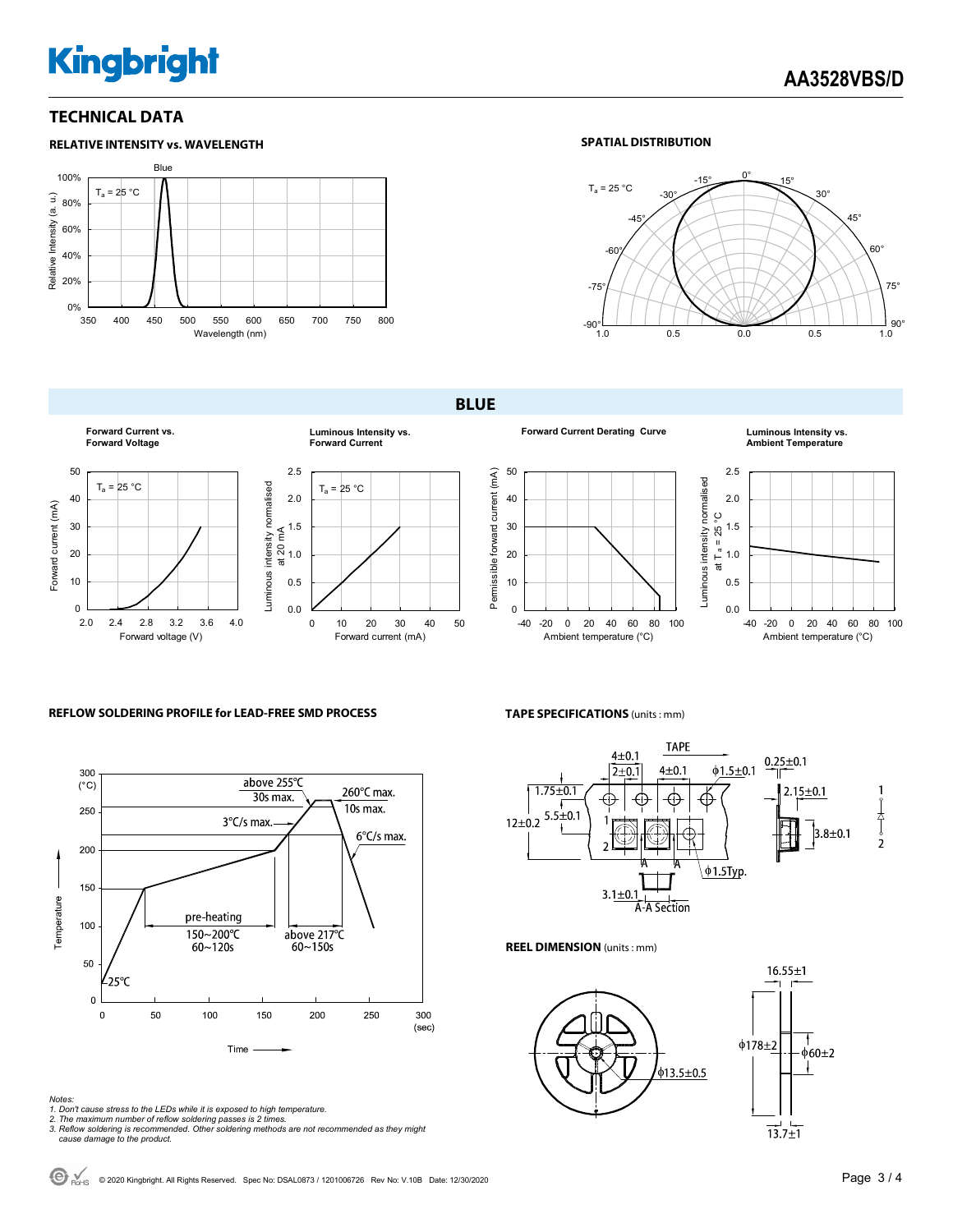## TECHNICAL DATA

### RELATIVE INTENSITY vs. WAVELENGTH

### SPATIAL DISTRIBUTION

## BLUE

**Forward Current vs. Forward Voltage**

**Luminous Intensity vs. Forward Current**

**Forward Current Derating Curve**

**Luminous Intensity vs. Ambient Temperature**

### REFLOW SOLDERING PROFILE for LEAD-FREE SMD PROCESS

### TAPE SPECIFICATIONS (units : mm)

### REEL DIMENSION (units : mm)

*Notes:*
*1. Don't cause stress to the LEDs while it is exposed to high temperature.*
*2. The maximum number of reflow soldering passes is 2 times.*
*3. Reflow soldering is recommended. Other soldering methods are not recommended as they might cause damage to the product.*

© 2020 Kingbright. All Rights Reserved. Spec No: DSAL0873 / 1201006726 Rev No: V.10B Date: 12/30/2020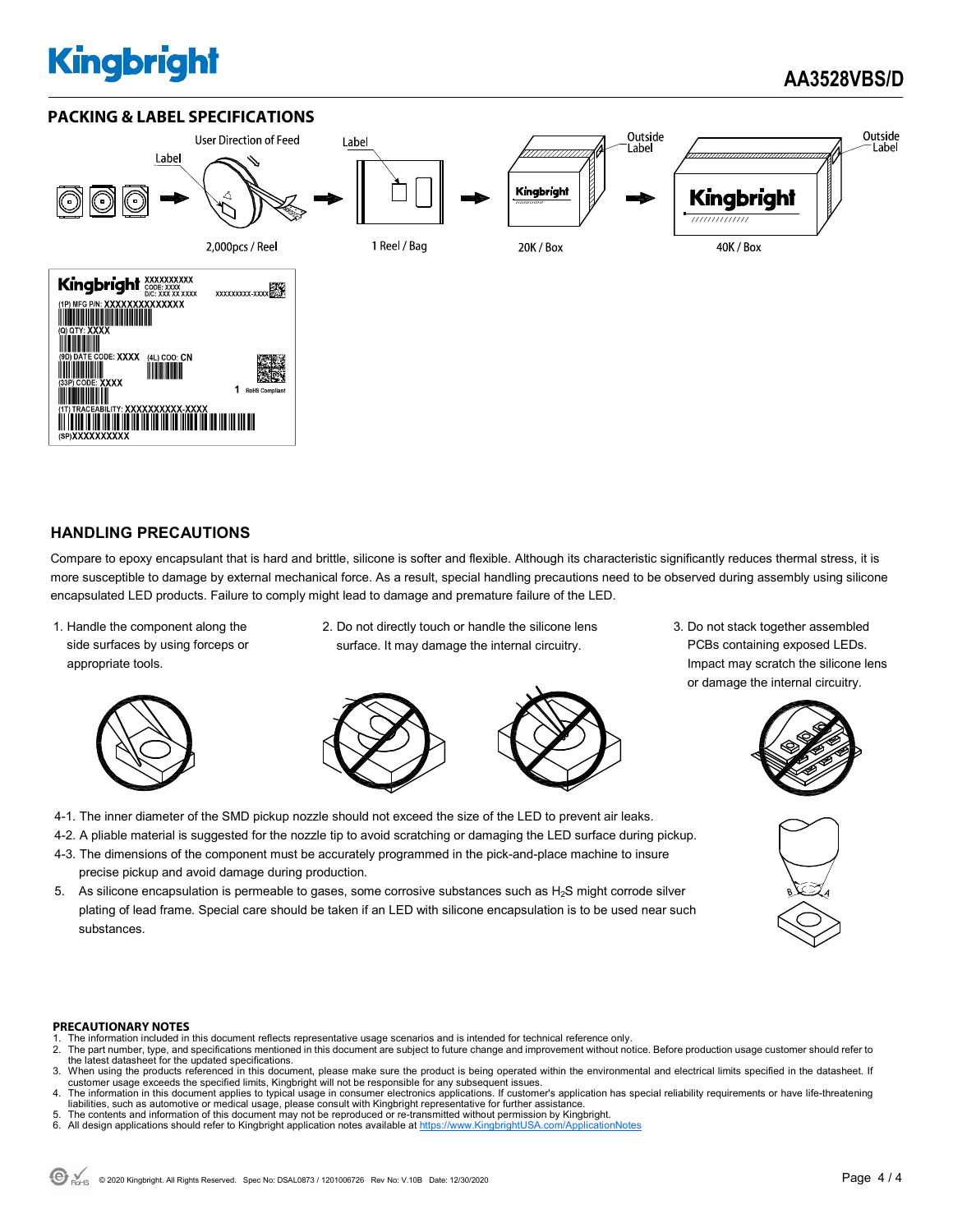## PACKING & LABEL SPECIFICATIONS

User Direction of Feed

Label

2,000pcs / Reel

Label

1 Reel / Bag

Outside Label

20K / Box

Outside Label

40K / Box

## HANDLING PRECAUTIONS

Compare to epoxy encapsulant that is hard and brittle, silicone is softer and flexible. Although its characteristic significantly reduces thermal stress, it is more susceptible to damage by external mechanical force. As a result, special handling precautions need to be observed during assembly using silicone encapsulated LED products. Failure to comply might lead to damage and premature failure of the LED.

1. Handle the component along the side surfaces by using forceps or appropriate tools.
2. Do not directly touch or handle the silicone lens surface. It may damage the internal circuitry.
3. Do not stack together assembled PCBs containing exposed LEDs. Impact may scratch the silicone lens or damage the internal circuitry.

4-1. The inner diameter of the SMD pickup nozzle should not exceed the size of the LED to prevent air leaks.

4-2. A pliable material is suggested for the nozzle tip to avoid scratching or damaging the LED surface during pickup.

4-3. The dimensions of the component must be accurately programmed in the pick-and-place machine to insure precise pickup and avoid damage during production.

5. As silicone encapsulation is permeable to gases, some corrosive substances such as $H_2S$ might corrode silver plating of lead frame. Special care should be taken if an LED with silicone encapsulation is to be used near such substances.

### PRECAUTIONARY NOTES

1. The information included in this document reflects representative usage scenarios and is intended for technical reference only.
2. The part number, type, and specifications mentioned in this document are subject to future change and improvement without notice. Before production usage customer should refer to the latest datasheet for the updated specifications.
3. When using the products referenced in this document, please make sure the product is being operated within the environmental and electrical limits specified in the datasheet. If customer usage exceeds the specified limits, Kingbright will not be responsible for any subsequent issues.
4. The information in this document applies to typical usage in consumer electronics applications. If customer's application has special reliability requirements or have life-threatening liabilities, such as automotive or medical usage, please consult with Kingbright representative for further assistance.
5. The contents and information of this document may not be reproduced or re-transmitted without permission by Kingbright.
6. All design applications should refer to Kingbright application notes available at https://www.KingbrightUSA.com/ApplicationNotes

© 2020 Kingbright. All Rights Reserved. Spec No: DSAL0873 / 1201006726 Rev No: V.10B Date: 12/30/2020